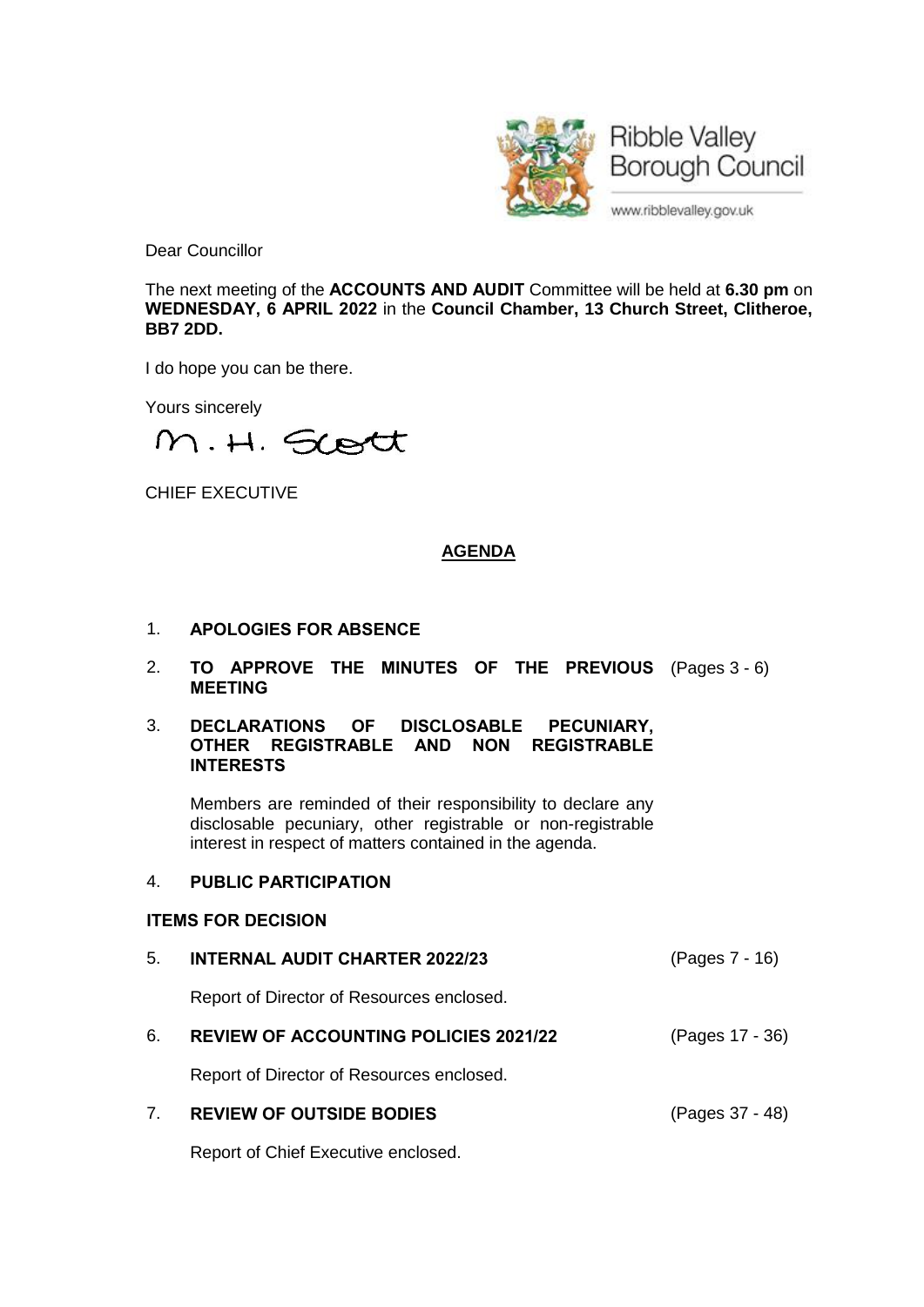Ribble Valley Borough Council

www.ribblevalley.gov.uk

Dear Councillor

The next meeting of the **ACCOUNTS AND AUDIT** Committee will be held at **6.30 pm** on **WEDNESDAY, 6 APRIL 2022** in the **Council Chamber, 13 Church Street, Clitheroe, BB7 2DD.**

I do hope you can be there.

Yours sincerely

M. H. Scott

CHIEF EXECUTIVE

## AGENDA

1. **APOLOGIES FOR ABSENCE**

2. **TO APPROVE THE MINUTES OF THE PREVIOUS MEETING** (Pages 3 - 6)

3. **DECLARATIONS OF DISCLOSABLE PECUNIARY, OTHER REGISTRABLE AND NON REGISTRABLE INTERESTS**

   Members are reminded of their responsibility to declare any disclosable pecuniary, other registrable or non-registrable interest in respect of matters contained in the agenda.

4. **PUBLIC PARTICIPATION**

**ITEMS FOR DECISION**

5. **INTERNAL AUDIT CHARTER 2022/23** (Pages 7 - 16)

   Report of Director of Resources enclosed.

6. **REVIEW OF ACCOUNTING POLICIES 2021/22** (Pages 17 - 36)

   Report of Director of Resources enclosed.

7. **REVIEW OF OUTSIDE BODIES** (Pages 37 - 48)

   Report of Chief Executive enclosed.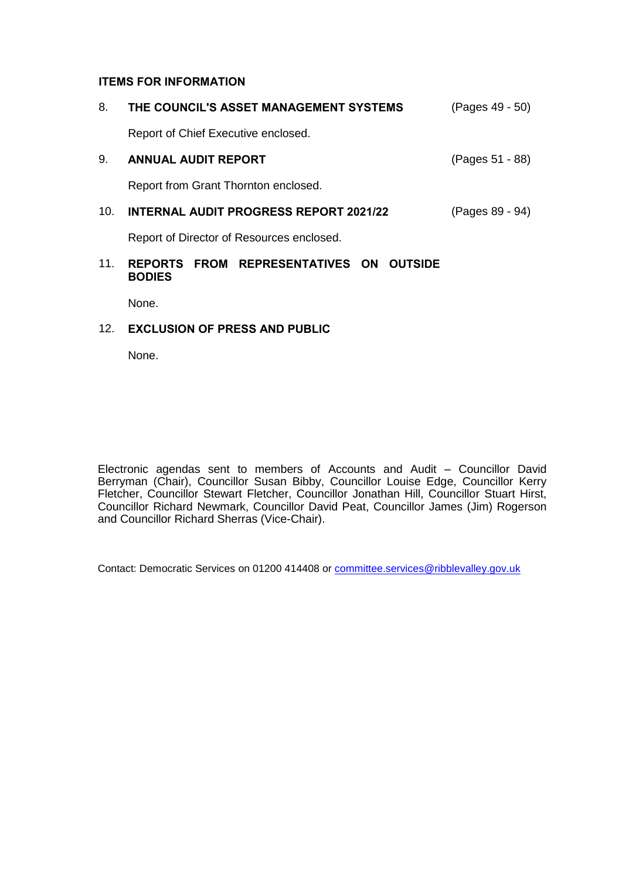**ITEMS FOR INFORMATION**

8. **THE COUNCIL'S ASSET MANAGEMENT SYSTEMS** (Pages 49 - 50)

   Report of Chief Executive enclosed.

9. **ANNUAL AUDIT REPORT** (Pages 51 - 88)

   Report from Grant Thornton enclosed.

10. **INTERNAL AUDIT PROGRESS REPORT 2021/22** (Pages 89 - 94)

    Report of Director of Resources enclosed.

11. **REPORTS FROM REPRESENTATIVES ON OUTSIDE BODIES**

    None.

12. **EXCLUSION OF PRESS AND PUBLIC**

    None.

Electronic agendas sent to members of Accounts and Audit – Councillor David Berryman (Chair), Councillor Susan Bibby, Councillor Louise Edge, Councillor Kerry Fletcher, Councillor Stewart Fletcher, Councillor Jonathan Hill, Councillor Stuart Hirst, Councillor Richard Newmark, Councillor David Peat, Councillor James (Jim) Rogerson and Councillor Richard Sherras (Vice-Chair).

Contact: Democratic Services on 01200 414408 or committee.services@ribblevalley.gov.uk